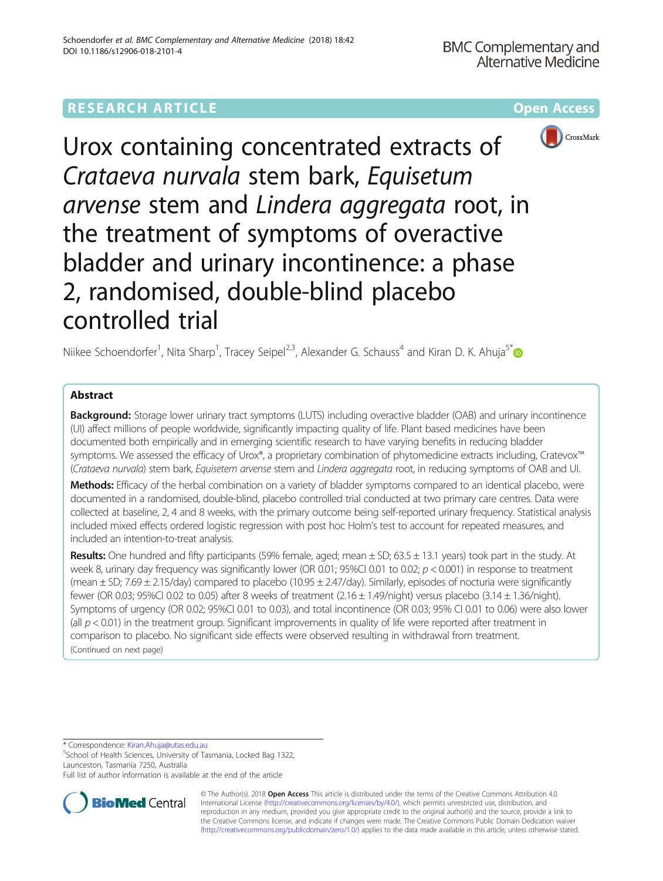## RESEARCH ARTICLE

**Open Access**

# Urox containing concentrated extracts of *Crataeva nurvala* stem bark, *Equisetum arvense* stem and *Lindera aggregata* root, in the treatment of symptoms of overactive bladder and urinary incontinence: a phase 2, randomised, double-blind placebo controlled trial

Niikee Schoendorfer[1], Nita Sharp[1], Tracey Seipel[2,3], Alexander G. Schauss[4] and Kiran D. K. Ahuja[5]*

## Abstract

**Background:** Storage lower urinary tract symptoms (LUTS) including overactive bladder (OAB) and urinary incontinence (UI) affect millions of people worldwide, significantly impacting quality of life. Plant based medicines have been documented both empirically and in emerging scientific research to have varying benefits in reducing bladder symptoms. We assessed the efficacy of Urox®, a proprietary combination of phytomedicine extracts including, Cratevox™ (*Crataeva nurvala*) stem bark, *Equisetem arvense* stem and *Lindera aggregata* root, in reducing symptoms of OAB and UI.

**Methods:** Efficacy of the herbal combination on a variety of bladder symptoms compared to an identical placebo, were documented in a randomised, double-blind, placebo controlled trial conducted at two primary care centres. Data were collected at baseline, 2, 4 and 8 weeks, with the primary outcome being self-reported urinary frequency. Statistical analysis included mixed effects ordered logistic regression with post hoc Holm's test to account for repeated measures, and included an intention-to-treat analysis.

**Results:** One hundred and fifty participants (59% female, aged; mean ± SD; 63.5 ± 13.1 years) took part in the study. At week 8, urinary day frequency was significantly lower (OR 0.01; 95%CI 0.01 to 0.02; $p < 0.001$) in response to treatment (mean ± SD; 7.69 ± 2.15/day) compared to placebo (10.95 ± 2.47/day). Similarly, episodes of nocturia were significantly fewer (OR 0.03; 95%CI 0.02 to 0.05) after 8 weeks of treatment (2.16 ± 1.49/night) versus placebo (3.14 ± 1.36/night). Symptoms of urgency (OR 0.02; 95%CI 0.01 to 0.03), and total incontinence (OR 0.03; 95% CI 0.01 to 0.06) were also lower (all $p < 0.01$) in the treatment group. Significant improvements in quality of life were reported after treatment in comparison to placebo. No significant side effects were observed resulting in withdrawal from treatment.

(Continued on next page)

\* Correspondence: Kiran.Ahuja@utas.edu.au

[5]School of Health Sciences, University of Tasmania, Locked Bag 1322, Launceston, Tasmania 7250, Australia

Full list of author information is available at the end of the article

© The Author(s). 2018 **Open Access** This article is distributed under the terms of the Creative Commons Attribution 4.0 International License (http://creativecommons.org/licenses/by/4.0/), which permits unrestricted use, distribution, and reproduction in any medium, provided you give appropriate credit to the original author(s) and the source, provide a link to the Creative Commons license, and indicate if changes were made. The Creative Commons Public Domain Dedication waiver (http://creativecommons.org/publicdomain/zero/1.0/) applies to the data made available in this article, unless otherwise stated.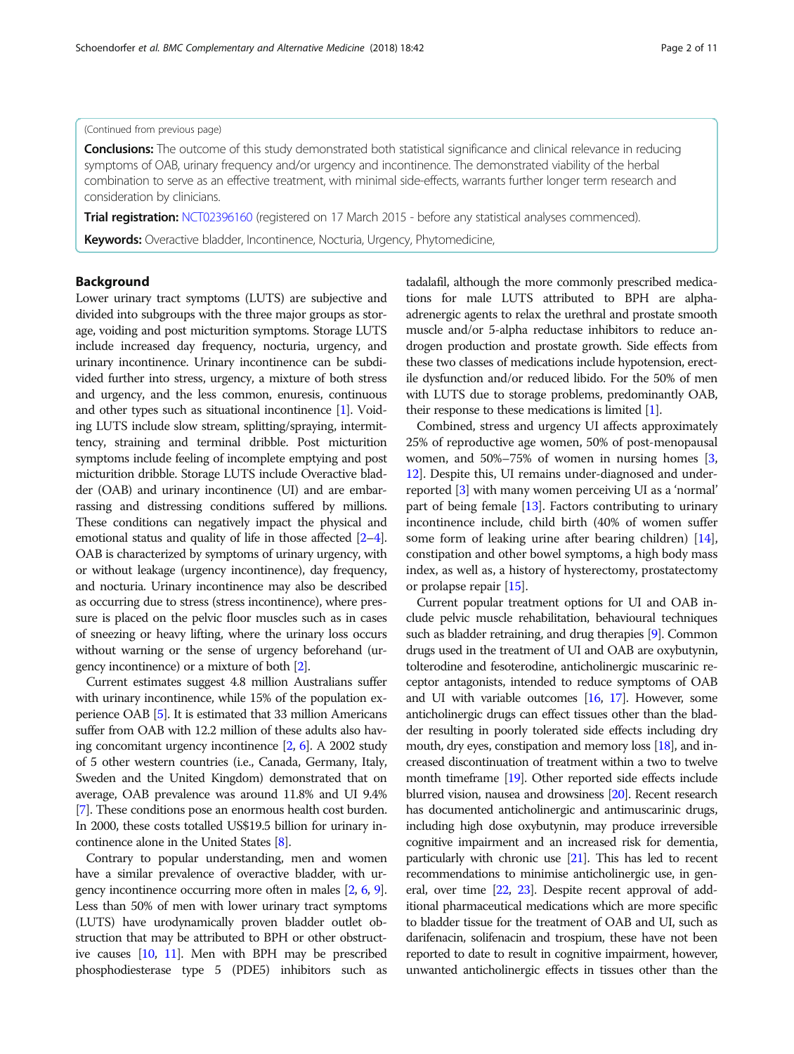(Continued from previous page)

**Conclusions:** The outcome of this study demonstrated both statistical significance and clinical relevance in reducing symptoms of OAB, urinary frequency and/or urgency and incontinence. The demonstrated viability of the herbal combination to serve as an effective treatment, with minimal side-effects, warrants further longer term research and consideration by clinicians.

**Trial registration:** NCT02396160 (registered on 17 March 2015 - before any statistical analyses commenced).

**Keywords:** Overactive bladder, Incontinence, Nocturia, Urgency, Phytomedicine,

## Background

Lower urinary tract symptoms (LUTS) are subjective and divided into subgroups with the three major groups as storage, voiding and post micturition symptoms. Storage LUTS include increased day frequency, nocturia, urgency, and urinary incontinence. Urinary incontinence can be subdivided further into stress, urgency, a mixture of both stress and urgency, and the less common, enuresis, continuous and other types such as situational incontinence [1]. Voiding LUTS include slow stream, splitting/spraying, intermittency, straining and terminal dribble. Post micturition symptoms include feeling of incomplete emptying and post micturition dribble. Storage LUTS include Overactive bladder (OAB) and urinary incontinence (UI) and are embarrassing and distressing conditions suffered by millions. These conditions can negatively impact the physical and emotional status and quality of life in those affected [2–4]. OAB is characterized by symptoms of urinary urgency, with or without leakage (urgency incontinence), day frequency, and nocturia. Urinary incontinence may also be described as occurring due to stress (stress incontinence), where pressure is placed on the pelvic floor muscles such as in cases of sneezing or heavy lifting, where the urinary loss occurs without warning or the sense of urgency beforehand (urgency incontinence) or a mixture of both [2].

Current estimates suggest 4.8 million Australians suffer with urinary incontinence, while 15% of the population experience OAB [5]. It is estimated that 33 million Americans suffer from OAB with 12.2 million of these adults also having concomitant urgency incontinence [2, 6]. A 2002 study of 5 other western countries (i.e., Canada, Germany, Italy, Sweden and the United Kingdom) demonstrated that on average, OAB prevalence was around 11.8% and UI 9.4% [7]. These conditions pose an enormous health cost burden. In 2000, these costs totalled US$19.5 billion for urinary incontinence alone in the United States [8].

Contrary to popular understanding, men and women have a similar prevalence of overactive bladder, with urgency incontinence occurring more often in males [2, 6, 9]. Less than 50% of men with lower urinary tract symptoms (LUTS) have urodynamically proven bladder outlet obstruction that may be attributed to BPH or other obstructive causes [10, 11]. Men with BPH may be prescribed phosphodiesterase type 5 (PDE5) inhibitors such as tadalafil, although the more commonly prescribed medications for male LUTS attributed to BPH are alpha-adrenergic agents to relax the urethral and prostate smooth muscle and/or 5-alpha reductase inhibitors to reduce androgen production and prostate growth. Side effects from these two classes of medications include hypotension, erectile dysfunction and/or reduced libido. For the 50% of men with LUTS due to storage problems, predominantly OAB, their response to these medications is limited [1].

Combined, stress and urgency UI affects approximately 25% of reproductive age women, 50% of post-menopausal women, and 50%–75% of women in nursing homes [3, 12]. Despite this, UI remains under-diagnosed and under-reported [3] with many women perceiving UI as a 'normal' part of being female [13]. Factors contributing to urinary incontinence include, child birth (40% of women suffer some form of leaking urine after bearing children) [14], constipation and other bowel symptoms, a high body mass index, as well as, a history of hysterectomy, prostatectomy or prolapse repair [15].

Current popular treatment options for UI and OAB include pelvic muscle rehabilitation, behavioural techniques such as bladder retraining, and drug therapies [9]. Common drugs used in the treatment of UI and OAB are oxybutynin, tolterodine and fesoterodine, anticholinergic muscarinic receptor antagonists, intended to reduce symptoms of OAB and UI with variable outcomes [16, 17]. However, some anticholinergic drugs can effect tissues other than the bladder resulting in poorly tolerated side effects including dry mouth, dry eyes, constipation and memory loss [18], and increased discontinuation of treatment within a two to twelve month timeframe [19]. Other reported side effects include blurred vision, nausea and drowsiness [20]. Recent research has documented anticholinergic and antimuscarinic drugs, including high dose oxybutynin, may produce irreversible cognitive impairment and an increased risk for dementia, particularly with chronic use [21]. This has led to recent recommendations to minimise anticholinergic use, in general, over time [22, 23]. Despite recent approval of additional pharmaceutical medications which are more specific to bladder tissue for the treatment of OAB and UI, such as darifenacin, solifenacin and trospium, these have not been reported to date to result in cognitive impairment, however, unwanted anticholinergic effects in tissues other than the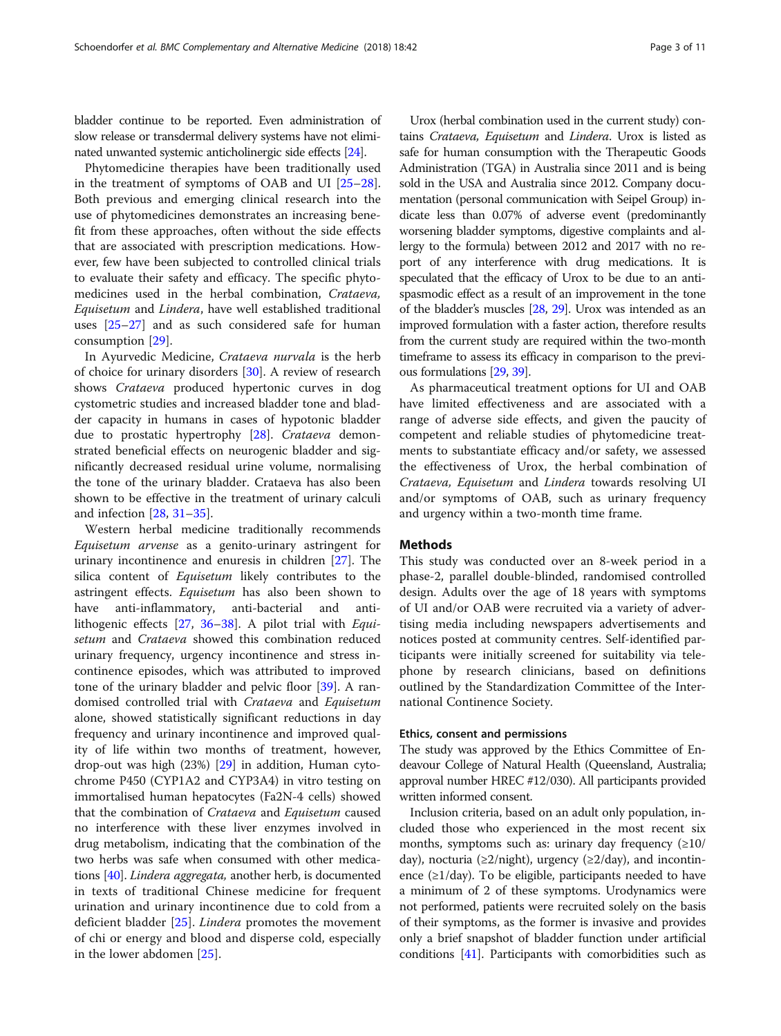bladder continue to be reported. Even administration of slow release or transdermal delivery systems have not eliminated unwanted systemic anticholinergic side effects [24].

Phytomedicine therapies have been traditionally used in the treatment of symptoms of OAB and UI [25–28]. Both previous and emerging clinical research into the use of phytomedicines demonstrates an increasing benefit from these approaches, often without the side effects that are associated with prescription medications. However, few have been subjected to controlled clinical trials to evaluate their safety and efficacy. The specific phytomedicines used in the herbal combination, *Crataeva, Equisetum* and *Lindera*, have well established traditional uses [25–27] and as such considered safe for human consumption [29].

In Ayurvedic Medicine, *Crataeva nurvala* is the herb of choice for urinary disorders [30]. A review of research shows *Crataeva* produced hypertonic curves in dog cystometric studies and increased bladder tone and bladder capacity in humans in cases of hypotonic bladder due to prostatic hypertrophy [28]. *Crataeva* demonstrated beneficial effects on neurogenic bladder and significantly decreased residual urine volume, normalising the tone of the urinary bladder. Crataeva has also been shown to be effective in the treatment of urinary calculi and infection [28, 31–35].

Western herbal medicine traditionally recommends *Equisetum arvense* as a genito-urinary astringent for urinary incontinence and enuresis in children [27]. The silica content of *Equisetum* likely contributes to the astringent effects. *Equisetum* has also been shown to have anti-inflammatory, anti-bacterial and anti-lithogenic effects [27, 36–38]. A pilot trial with *Equisetum* and *Crataeva* showed this combination reduced urinary frequency, urgency incontinence and stress incontinence episodes, which was attributed to improved tone of the urinary bladder and pelvic floor [39]. A randomised controlled trial with *Crataeva* and *Equisetum* alone, showed statistically significant reductions in day frequency and urinary incontinence and improved quality of life within two months of treatment, however, drop-out was high (23%) [29] in addition, Human cytochrome P450 (CYP1A2 and CYP3A4) in vitro testing on immortalised human hepatocytes (Fa2N-4 cells) showed that the combination of *Crataeva* and *Equisetum* caused no interference with these liver enzymes involved in drug metabolism, indicating that the combination of the two herbs was safe when consumed with other medications [40]. *Lindera aggregata,* another herb, is documented in texts of traditional Chinese medicine for frequent urination and urinary incontinence due to cold from a deficient bladder [25]. *Lindera* promotes the movement of chi or energy and blood and disperse cold, especially in the lower abdomen [25].

Urox (herbal combination used in the current study) contains *Crataeva, Equisetum* and *Lindera*. Urox is listed as safe for human consumption with the Therapeutic Goods Administration (TGA) in Australia since 2011 and is being sold in the USA and Australia since 2012. Company documentation (personal communication with Seipel Group) indicate less than 0.07% of adverse event (predominantly worsening bladder symptoms, digestive complaints and allergy to the formula) between 2012 and 2017 with no report of any interference with drug medications. It is speculated that the efficacy of Urox to be due to an antispasmodic effect as a result of an improvement in the tone of the bladder's muscles [28, 29]. Urox was intended as an improved formulation with a faster action, therefore results from the current study are required within the two-month timeframe to assess its efficacy in comparison to the previous formulations [29, 39].

As pharmaceutical treatment options for UI and OAB have limited effectiveness and are associated with a range of adverse side effects, and given the paucity of competent and reliable studies of phytomedicine treatments to substantiate efficacy and/or safety, we assessed the effectiveness of Urox, the herbal combination of *Crataeva, Equisetum* and *Lindera* towards resolving UI and/or symptoms of OAB, such as urinary frequency and urgency within a two-month time frame.

## Methods

This study was conducted over an 8-week period in a phase-2, parallel double-blinded, randomised controlled design. Adults over the age of 18 years with symptoms of UI and/or OAB were recruited via a variety of advertising media including newspapers advertisements and notices posted at community centres. Self-identified participants were initially screened for suitability via telephone by research clinicians, based on definitions outlined by the Standardization Committee of the International Continence Society.

### Ethics, consent and permissions

The study was approved by the Ethics Committee of Endeavour College of Natural Health (Queensland, Australia; approval number HREC #12/030). All participants provided written informed consent.

Inclusion criteria, based on an adult only population, included those who experienced in the most recent six months, symptoms such as: urinary day frequency ($\geq$10/day), nocturia ($\geq$2/night), urgency ($\geq$2/day), and incontinence ($\geq$1/day). To be eligible, participants needed to have a minimum of 2 of these symptoms. Urodynamics were not performed, patients were recruited solely on the basis of their symptoms, as the former is invasive and provides only a brief snapshot of bladder function under artificial conditions [41]. Participants with comorbidities such as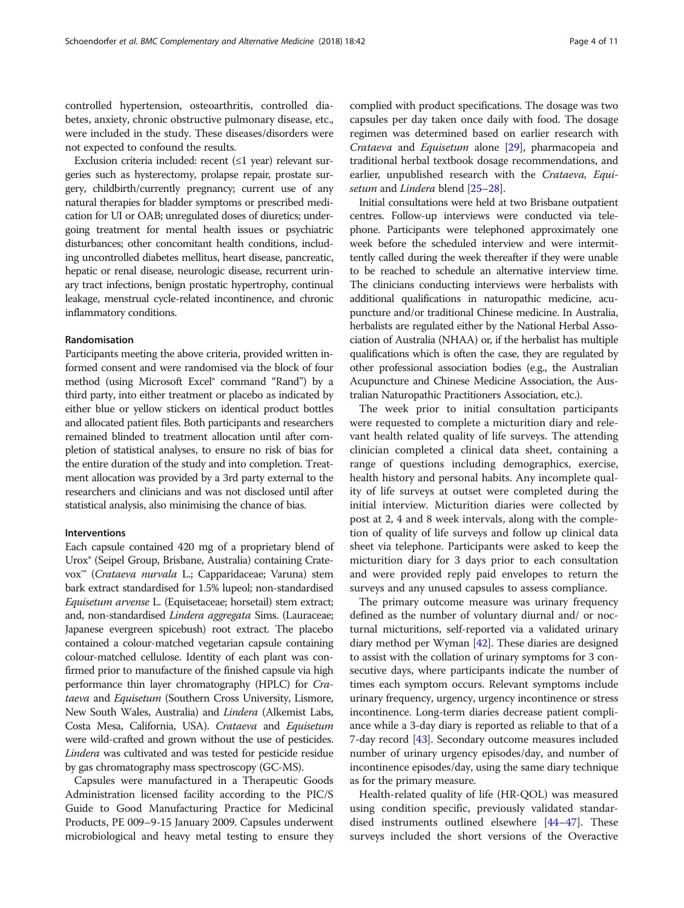controlled hypertension, osteoarthritis, controlled diabetes, anxiety, chronic obstructive pulmonary disease, etc., were included in the study. These diseases/disorders were not expected to confound the results.

Exclusion criteria included: recent (≤1 year) relevant surgeries such as hysterectomy, prolapse repair, prostate surgery, childbirth/currently pregnancy; current use of any natural therapies for bladder symptoms or prescribed medication for UI or OAB; unregulated doses of diuretics; undergoing treatment for mental health issues or psychiatric disturbances; other concomitant health conditions, including uncontrolled diabetes mellitus, heart disease, pancreatic, hepatic or renal disease, neurologic disease, recurrent urinary tract infections, benign prostatic hypertrophy, continual leakage, menstrual cycle-related incontinence, and chronic inflammatory conditions.

#### Randomisation

Participants meeting the above criteria, provided written informed consent and were randomised via the block of four method (using Microsoft Excel® command "Rand") by a third party, into either treatment or placebo as indicated by either blue or yellow stickers on identical product bottles and allocated patient files. Both participants and researchers remained blinded to treatment allocation until after completion of statistical analyses, to ensure no risk of bias for the entire duration of the study and into completion. Treatment allocation was provided by a 3rd party external to the researchers and clinicians and was not disclosed until after statistical analysis, also minimising the chance of bias.

#### Interventions

Each capsule contained 420 mg of a proprietary blend of Urox® (Seipel Group, Brisbane, Australia) containing Cratevox™ (*Crataeva nurvala* L.; Capparidaceae; Varuna) stem bark extract standardised for 1.5% lupeol; non-standardised *Equisetum arvense* L. (Equisetaceae; horsetail) stem extract; and, non-standardised *Lindera aggregata* Sims. (Lauraceae; Japanese evergreen spicebush) root extract. The placebo contained a colour-matched vegetarian capsule containing colour-matched cellulose. Identity of each plant was confirmed prior to manufacture of the finished capsule via high performance thin layer chromatography (HPLC) for *Crataeva* and *Equisetum* (Southern Cross University, Lismore, New South Wales, Australia) and *Lindera* (Alkemist Labs, Costa Mesa, California, USA). *Crataeva* and *Equisetum* were wild-crafted and grown without the use of pesticides. *Lindera* was cultivated and was tested for pesticide residue by gas chromatography mass spectroscopy (GC-MS).

Capsules were manufactured in a Therapeutic Goods Administration licensed facility according to the PIC/S Guide to Good Manufacturing Practice for Medicinal Products, PE 009–9-15 January 2009. Capsules underwent microbiological and heavy metal testing to ensure they complied with product specifications. The dosage was two capsules per day taken once daily with food. The dosage regimen was determined based on earlier research with *Crataeva* and *Equisetum* alone [29], pharmacopeia and traditional herbal textbook dosage recommendations, and earlier, unpublished research with the *Crataeva, Equisetum* and *Lindera* blend [25–28].

Initial consultations were held at two Brisbane outpatient centres. Follow-up interviews were conducted via telephone. Participants were telephoned approximately one week before the scheduled interview and were intermittently called during the week thereafter if they were unable to be reached to schedule an alternative interview time. The clinicians conducting interviews were herbalists with additional qualifications in naturopathic medicine, acupuncture and/or traditional Chinese medicine. In Australia, herbalists are regulated either by the National Herbal Association of Australia (NHAA) or, if the herbalist has multiple qualifications which is often the case, they are regulated by other professional association bodies (e.g., the Australian Acupuncture and Chinese Medicine Association, the Australian Naturopathic Practitioners Association, etc.).

The week prior to initial consultation participants were requested to complete a micturition diary and relevant health related quality of life surveys. The attending clinician completed a clinical data sheet, containing a range of questions including demographics, exercise, health history and personal habits. Any incomplete quality of life surveys at outset were completed during the initial interview. Micturition diaries were collected by post at 2, 4 and 8 week intervals, along with the completion of quality of life surveys and follow up clinical data sheet via telephone. Participants were asked to keep the micturition diary for 3 days prior to each consultation and were provided reply paid envelopes to return the surveys and any unused capsules to assess compliance.

The primary outcome measure was urinary frequency defined as the number of voluntary diurnal and/ or nocturnal micturitions, self-reported via a validated urinary diary method per Wyman [42]. These diaries are designed to assist with the collation of urinary symptoms for 3 consecutive days, where participants indicate the number of times each symptom occurs. Relevant symptoms include urinary frequency, urgency, urgency incontinence or stress incontinence. Long-term diaries decrease patient compliance while a 3-day diary is reported as reliable to that of a 7-day record [43]. Secondary outcome measures included number of urinary urgency episodes/day, and number of incontinence episodes/day, using the same diary technique as for the primary measure.

Health-related quality of life (HR-QOL) was measured using condition specific, previously validated standardised instruments outlined elsewhere [44–47]. These surveys included the short versions of the Overactive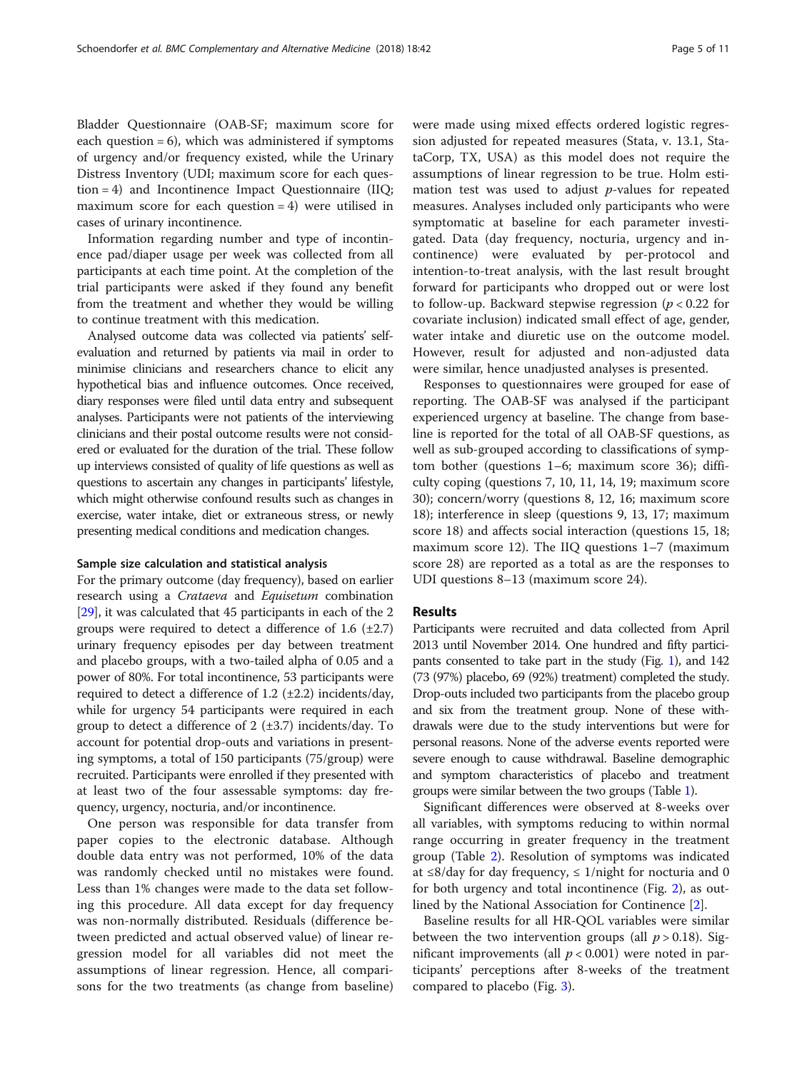Bladder Questionnaire (OAB-SF; maximum score for each question = 6), which was administered if symptoms of urgency and/or frequency existed, while the Urinary Distress Inventory (UDI; maximum score for each question = 4) and Incontinence Impact Questionnaire (IIQ; maximum score for each question = 4) were utilised in cases of urinary incontinence.

Information regarding number and type of incontinence pad/diaper usage per week was collected from all participants at each time point. At the completion of the trial participants were asked if they found any benefit from the treatment and whether they would be willing to continue treatment with this medication.

Analysed outcome data was collected via patients' self-evaluation and returned by patients via mail in order to minimise clinicians and researchers chance to elicit any hypothetical bias and influence outcomes. Once received, diary responses were filed until data entry and subsequent analyses. Participants were not patients of the interviewing clinicians and their postal outcome results were not considered or evaluated for the duration of the trial. These follow up interviews consisted of quality of life questions as well as questions to ascertain any changes in participants' lifestyle, which might otherwise confound results such as changes in exercise, water intake, diet or extraneous stress, or newly presenting medical conditions and medication changes.

### Sample size calculation and statistical analysis

For the primary outcome (day frequency), based on earlier research using a *Crataeva* and *Equisetum* combination [29], it was calculated that 45 participants in each of the 2 groups were required to detect a difference of 1.6 (±2.7) urinary frequency episodes per day between treatment and placebo groups, with a two-tailed alpha of 0.05 and a power of 80%. For total incontinence, 53 participants were required to detect a difference of 1.2 (±2.2) incidents/day, while for urgency 54 participants were required in each group to detect a difference of 2 (±3.7) incidents/day. To account for potential drop-outs and variations in presenting symptoms, a total of 150 participants (75/group) were recruited. Participants were enrolled if they presented with at least two of the four assessable symptoms: day frequency, urgency, nocturia, and/or incontinence.

One person was responsible for data transfer from paper copies to the electronic database. Although double data entry was not performed, 10% of the data was randomly checked until no mistakes were found. Less than 1% changes were made to the data set following this procedure. All data except for day frequency was non-normally distributed. Residuals (difference between predicted and actual observed value) of linear regression model for all variables did not meet the assumptions of linear regression. Hence, all comparisons for the two treatments (as change from baseline) were made using mixed effects ordered logistic regression adjusted for repeated measures (Stata, v. 13.1, StataCorp, TX, USA) as this model does not require the assumptions of linear regression to be true. Holm estimation test was used to adjust *p*-values for repeated measures. Analyses included only participants who were symptomatic at baseline for each parameter investigated. Data (day frequency, nocturia, urgency and incontinence) were evaluated by per-protocol and intention-to-treat analysis, with the last result brought forward for participants who dropped out or were lost to follow-up. Backward stepwise regression ($p < 0.22$ for covariate inclusion) indicated small effect of age, gender, water intake and diuretic use on the outcome model. However, result for adjusted and non-adjusted data were similar, hence unadjusted analyses is presented.

Responses to questionnaires were grouped for ease of reporting. The OAB-SF was analysed if the participant experienced urgency at baseline. The change from baseline is reported for the total of all OAB-SF questions, as well as sub-grouped according to classifications of symptom bother (questions 1–6; maximum score 36); difficulty coping (questions 7, 10, 11, 14, 19; maximum score 30); concern/worry (questions 8, 12, 16; maximum score 18); interference in sleep (questions 9, 13, 17; maximum score 18) and affects social interaction (questions 15, 18; maximum score 12). The IIQ questions 1–7 (maximum score 28) are reported as a total as are the responses to UDI questions 8–13 (maximum score 24).

## Results

Participants were recruited and data collected from April 2013 until November 2014. One hundred and fifty participants consented to take part in the study (Fig. 1), and 142 (73 (97%) placebo, 69 (92%) treatment) completed the study. Drop-outs included two participants from the placebo group and six from the treatment group. None of these withdrawals were due to the study interventions but were for personal reasons. None of the adverse events reported were severe enough to cause withdrawal. Baseline demographic and symptom characteristics of placebo and treatment groups were similar between the two groups (Table 1).

Significant differences were observed at 8-weeks over all variables, with symptoms reducing to within normal range occurring in greater frequency in the treatment group (Table 2). Resolution of symptoms was indicated at ≤8/day for day frequency, ≤ 1/night for nocturia and 0 for both urgency and total incontinence (Fig. 2), as outlined by the National Association for Continence [2].

Baseline results for all HR-QOL variables were similar between the two intervention groups (all $p > 0.18$). Significant improvements (all $p < 0.001$) were noted in participants' perceptions after 8-weeks of the treatment compared to placebo (Fig. 3).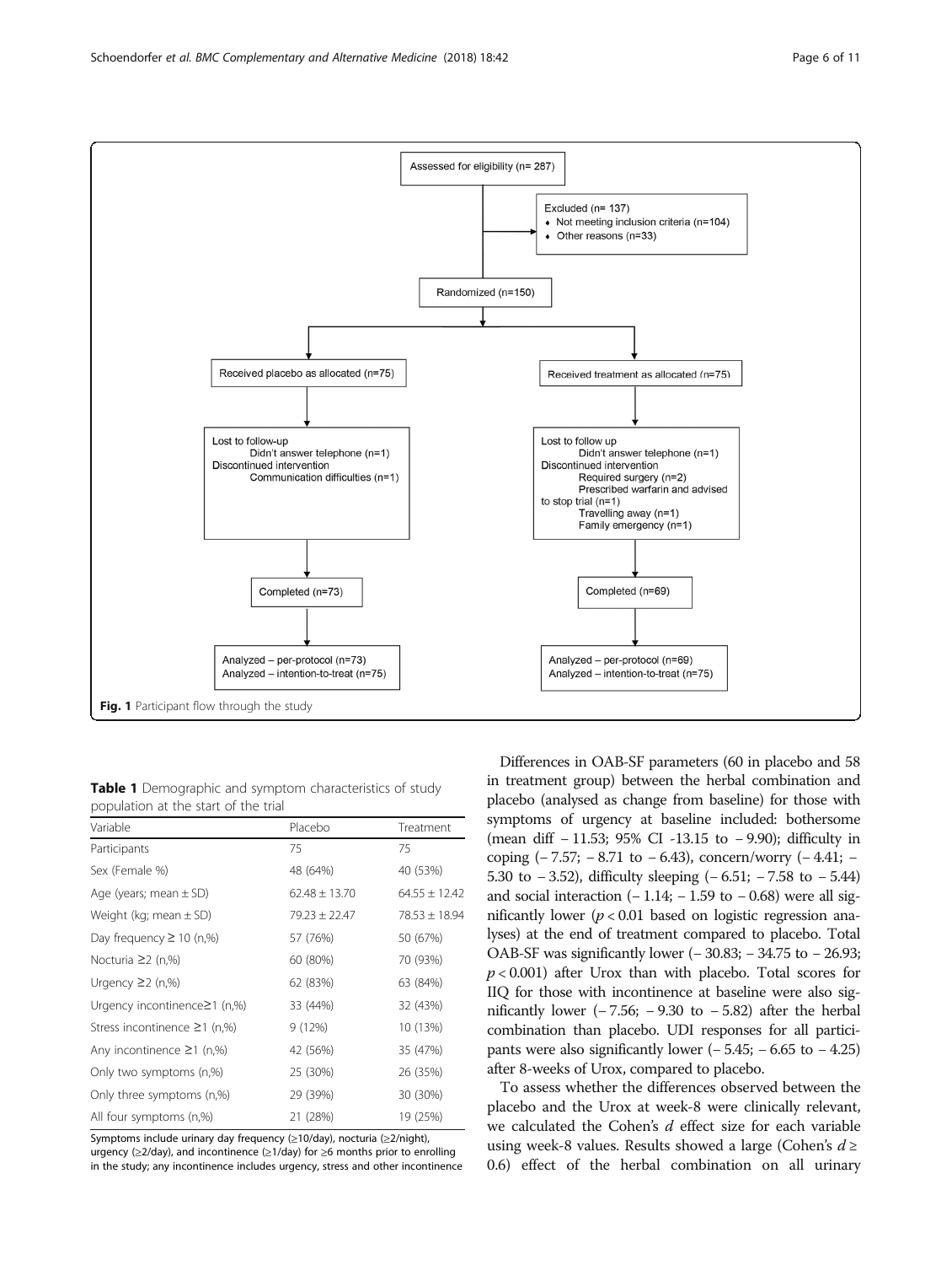Assessed for eligibility (n= 287)

Excluded (n= 137)
- Not meeting inclusion criteria (n=104)
- Other reasons (n=33)

Randomized (n=150)

Received placebo as allocated (n=75)

Received treatment as allocated (n=75)

Lost to follow-up
Didn't answer telephone (n=1)
Discontinued intervention
Communication difficulties (n=1)

Lost to follow up
Didn't answer telephone (n=1)
Discontinued intervention
Required surgery (n=2)
Prescribed warfarin and advised to stop trial (n=1)
Travelling away (n=1)
Family emergency (n=1)

Completed (n=73)

Completed (n=69)

Analyzed – per-protocol (n=73)
Analyzed – intention-to-treat (n=75)

Analyzed – per-protocol (n=69)
Analyzed – intention-to-treat (n=75)

**Fig. 1** Participant flow through the study

**Table 1** Demographic and symptom characteristics of study population at the start of the trial

| Variable | Placebo | Treatment |
|---|---|---|
| Participants | 75 | 75 |
| Sex (Female %) | 48 (64%) | 40 (53%) |
| Age (years; mean ± SD) | 62.48 ± 13.70 | 64.55 ± 12.42 |
| Weight (kg; mean ± SD) | 79.23 ± 22.47 | 78.53 ± 18.94 |
| Day frequency ≥ 10 (n,%) | 57 (76%) | 50 (67%) |
| Nocturia ≥2 (n,%) | 60 (80%) | 70 (93%) |
| Urgency ≥2 (n,%) | 62 (83%) | 63 (84%) |
| Urgency incontinence≥1 (n,%) | 33 (44%) | 32 (43%) |
| Stress incontinence ≥1 (n,%) | 9 (12%) | 10 (13%) |
| Any incontinence ≥1 (n,%) | 42 (56%) | 35 (47%) |
| Only two symptoms (n,%) | 25 (30%) | 26 (35%) |
| Only three symptoms (n,%) | 29 (39%) | 30 (30%) |
| All four symptoms (n,%) | 21 (28%) | 19 (25%) |

Symptoms include urinary day frequency (≥10/day), nocturia (≥2/night), urgency (≥2/day), and incontinence (≥1/day) for ≥6 months prior to enrolling in the study; any incontinence includes urgency, stress and other incontinence

Differences in OAB-SF parameters (60 in placebo and 58 in treatment group) between the herbal combination and placebo (analysed as change from baseline) for those with symptoms of urgency at baseline included: bothersome (mean diff − 11.53; 95% CI -13.15 to − 9.90); difficulty in coping (− 7.57; − 8.71 to − 6.43), concern/worry (− 4.41; − 5.30 to − 3.52), difficulty sleeping (− 6.51; − 7.58 to − 5.44) and social interaction (− 1.14; − 1.59 to − 0.68) were all significantly lower ($p < 0.01$ based on logistic regression analyses) at the end of treatment compared to placebo. Total OAB-SF was significantly lower (− 30.83; − 34.75 to − 26.93; $p < 0.001$) after Urox than with placebo. Total scores for IIQ for those with incontinence at baseline were also significantly lower (− 7.56; − 9.30 to − 5.82) after the herbal combination than placebo. UDI responses for all participants were also significantly lower (− 5.45; − 6.65 to − 4.25) after 8-weeks of Urox, compared to placebo.

To assess whether the differences observed between the placebo and the Urox at week-8 were clinically relevant, we calculated the Cohen's *d* effect size for each variable using week-8 values. Results showed a large (Cohen's $d \geq 0.6$) effect of the herbal combination on all urinary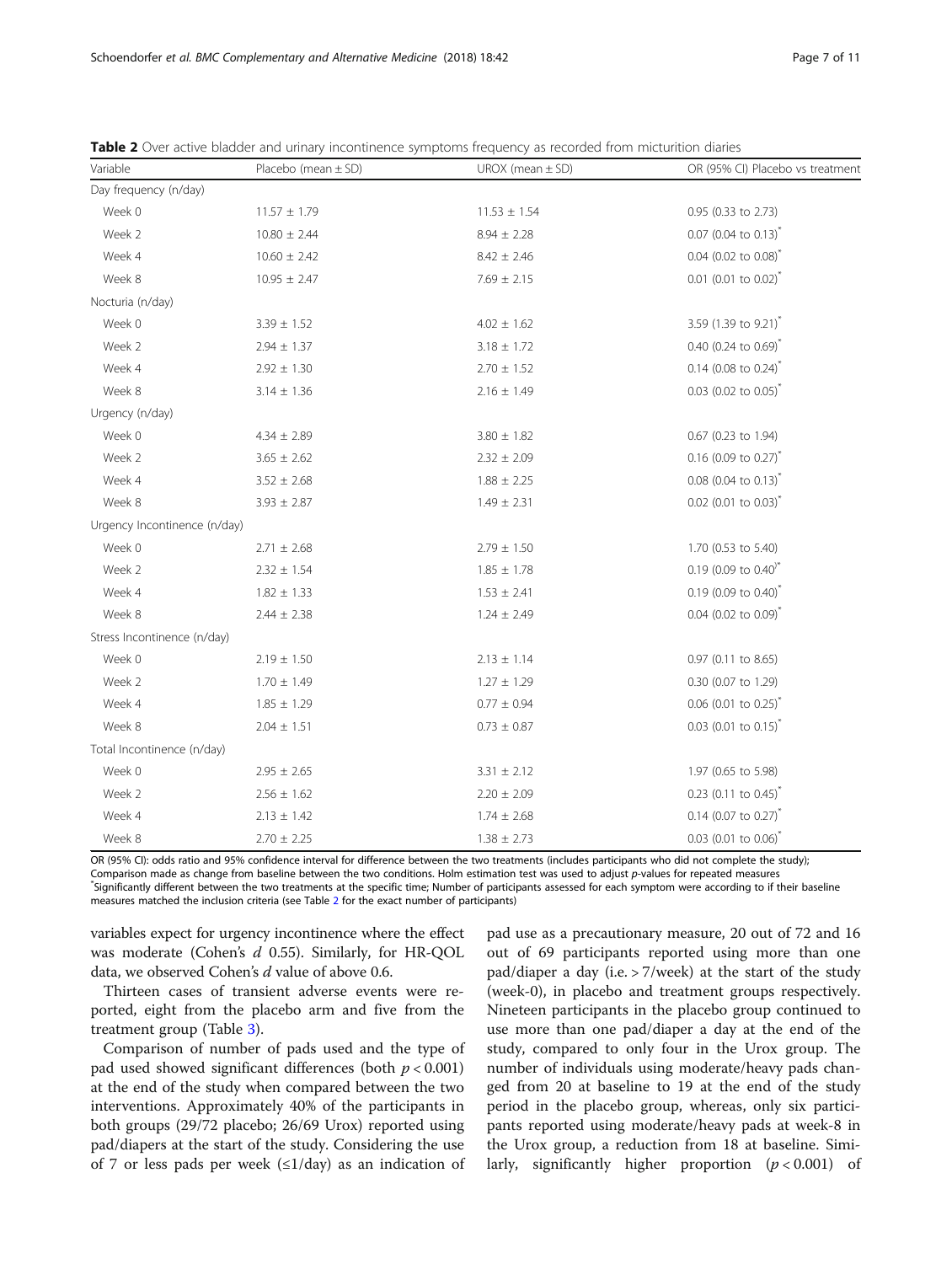**Table 2** Over active bladder and urinary incontinence symptoms frequency as recorded from micturition diaries

| Variable | Placebo (mean ± SD) | UROX (mean ± SD) | OR (95% CI) Placebo vs treatment |
|---|---|---|---|
| Day frequency (n/day) | | | |
| Week 0 | 11.57 ± 1.79 | 11.53 ± 1.54 | 0.95 (0.33 to 2.73) |
| Week 2 | 10.80 ± 2.44 | 8.94 ± 2.28 | 0.07 (0.04 to 0.13)* |
| Week 4 | 10.60 ± 2.42 | 8.42 ± 2.46 | 0.04 (0.02 to 0.08)* |
| Week 8 | 10.95 ± 2.47 | 7.69 ± 2.15 | 0.01 (0.01 to 0.02)* |
| Nocturia (n/day) | | | |
| Week 0 | 3.39 ± 1.52 | 4.02 ± 1.62 | 3.59 (1.39 to 9.21)* |
| Week 2 | 2.94 ± 1.37 | 3.18 ± 1.72 | 0.40 (0.24 to 0.69)* |
| Week 4 | 2.92 ± 1.30 | 2.70 ± 1.52 | 0.14 (0.08 to 0.24)* |
| Week 8 | 3.14 ± 1.36 | 2.16 ± 1.49 | 0.03 (0.02 to 0.05)* |
| Urgency (n/day) | | | |
| Week 0 | 4.34 ± 2.89 | 3.80 ± 1.82 | 0.67 (0.23 to 1.94) |
| Week 2 | 3.65 ± 2.62 | 2.32 ± 2.09 | 0.16 (0.09 to 0.27)* |
| Week 4 | 3.52 ± 2.68 | 1.88 ± 2.25 | 0.08 (0.04 to 0.13)* |
| Week 8 | 3.93 ± 2.87 | 1.49 ± 2.31 | 0.02 (0.01 to 0.03)* |
| Urgency Incontinence (n/day) | | | |
| Week 0 | 2.71 ± 2.68 | 2.79 ± 1.50 | 1.70 (0.53 to 5.40) |
| Week 2 | 2.32 ± 1.54 | 1.85 ± 1.78 | 0.19 (0.09 to 0.40)* |
| Week 4 | 1.82 ± 1.33 | 1.53 ± 2.41 | 0.19 (0.09 to 0.40)* |
| Week 8 | 2.44 ± 2.38 | 1.24 ± 2.49 | 0.04 (0.02 to 0.09)* |
| Stress Incontinence (n/day) | | | |
| Week 0 | 2.19 ± 1.50 | 2.13 ± 1.14 | 0.97 (0.11 to 8.65) |
| Week 2 | 1.70 ± 1.49 | 1.27 ± 1.29 | 0.30 (0.07 to 1.29) |
| Week 4 | 1.85 ± 1.29 | 0.77 ± 0.94 | 0.06 (0.01 to 0.25)* |
| Week 8 | 2.04 ± 1.51 | 0.73 ± 0.87 | 0.03 (0.01 to 0.15)* |
| Total Incontinence (n/day) | | | |
| Week 0 | 2.95 ± 2.65 | 3.31 ± 2.12 | 1.97 (0.65 to 5.98) |
| Week 2 | 2.56 ± 1.62 | 2.20 ± 2.09 | 0.23 (0.11 to 0.45)* |
| Week 4 | 2.13 ± 1.42 | 1.74 ± 2.68 | 0.14 (0.07 to 0.27)* |
| Week 8 | 2.70 ± 2.25 | 1.38 ± 2.73 | 0.03 (0.01 to 0.06)* |

OR (95% CI): odds ratio and 95% confidence interval for difference between the two treatments (includes participants who did not complete the study); Comparison made as change from baseline between the two conditions. Holm estimation test was used to adjust *p*-values for repeated measures
*Significantly different between the two treatments at the specific time; Number of participants assessed for each symptom were according to if their baseline measures matched the inclusion criteria (see Table 2 for the exact number of participants)

variables expect for urgency incontinence where the effect was moderate (Cohen's *d* 0.55). Similarly, for HR-QOL data, we observed Cohen's *d* value of above 0.6.

Thirteen cases of transient adverse events were reported, eight from the placebo arm and five from the treatment group (Table 3).

Comparison of number of pads used and the type of pad used showed significant differences (both $p < 0.001$) at the end of the study when compared between the two interventions. Approximately 40% of the participants in both groups (29/72 placebo; 26/69 Urox) reported using pad/diapers at the start of the study. Considering the use of 7 or less pads per week (≤1/day) as an indication of pad use as a precautionary measure, 20 out of 72 and 16 out of 69 participants reported using more than one pad/diaper a day (i.e. > 7/week) at the start of the study (week-0), in placebo and treatment groups respectively. Nineteen participants in the placebo group continued to use more than one pad/diaper a day at the end of the study, compared to only four in the Urox group. The number of individuals using moderate/heavy pads changed from 20 at baseline to 19 at the end of the study period in the placebo group, whereas, only six participants reported using moderate/heavy pads at week-8 in the Urox group, a reduction from 18 at baseline. Similarly, significantly higher proportion ($p < 0.001$) of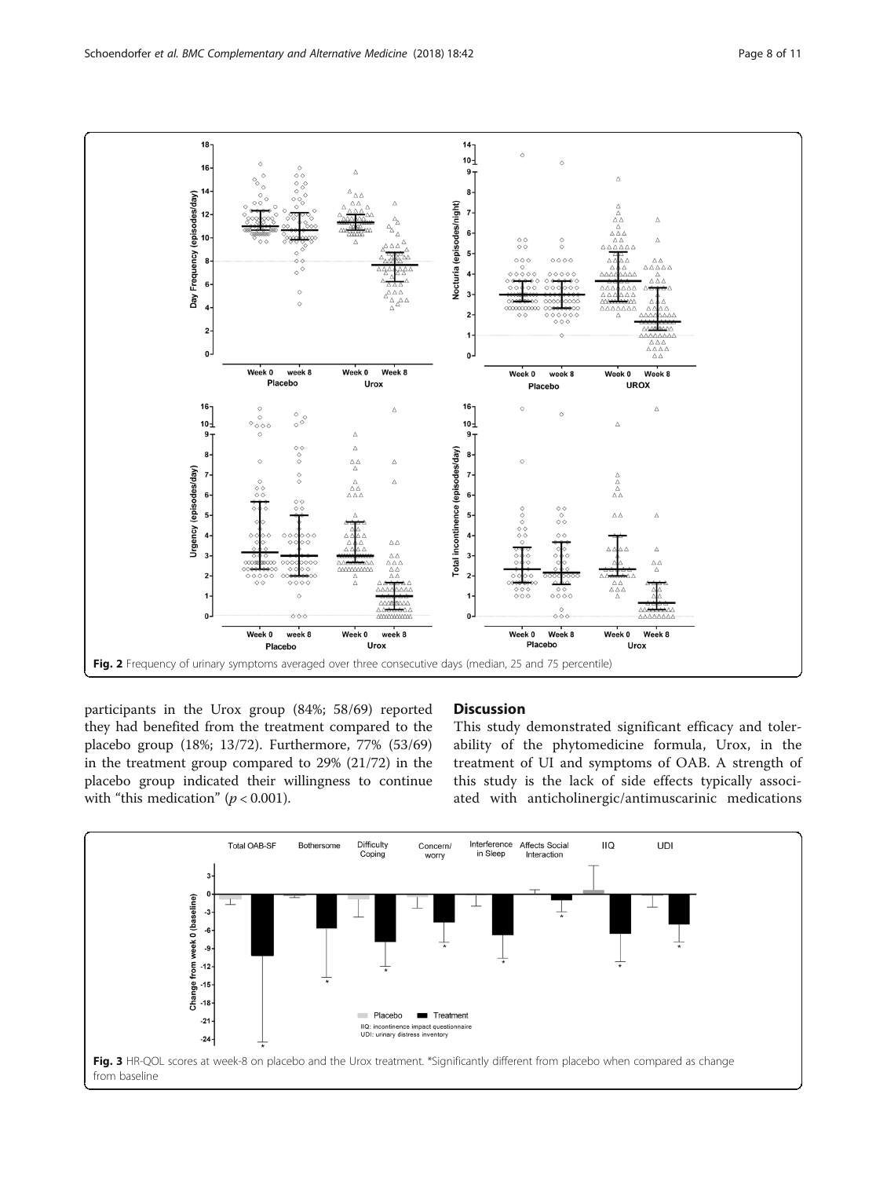Day Frequency (episodes/day)

18
16
14
12
10
8
6
4
2
0

Week 0 week 8 Week 0 Week 8

Placebo Urox

Nocturia (episodes/night)

14
10
9
8
7
6
5
4
3
2
1
0

Week 0 week 8 Week 0 Week 8

Placebo UROX

Urgency (episodes/day)

16
10
9
8
7
6
5
4
3
2
1
0

Week 0 week 8 Week 0 week 8

Placebo Urox

Total incontinence (episodes/day)

16
10
9
8
7
6
5
4
3
2
1
0

Week 0 Week 8 Week 0 Week 8

Placebo Urox

**Fig. 2** Frequency of urinary symptoms averaged over three consecutive days (median, 25 and 75 percentile)

participants in the Urox group (84%; 58/69) reported they had benefited from the treatment compared to the placebo group (18%; 13/72). Furthermore, 77% (53/69) in the treatment group compared to 29% (21/72) in the placebo group indicated their willingness to continue with "this medication" ($p < 0.001$).

## Discussion

This study demonstrated significant efficacy and tolerability of the phytomedicine formula, Urox, in the treatment of UI and symptoms of OAB. A strength of this study is the lack of side effects typically associated with anticholinergic/antimuscarinic medications

Total OAB-SF Bothersome Difficulty Coping Concern/ worry Interference in Sleep Affects Social Interaction IIQ UDI

Change from week 0 (baseline)

3
0
-3
-6
-9
-12
-15
-18
-21
-24

Placebo Treatment

IIQ: incontinence impact questionnaire

UDI: urinary distress inventory

**Fig. 3** HR-QOL scores at week-8 on placebo and the Urox treatment. *Significantly different from placebo when compared as change from baseline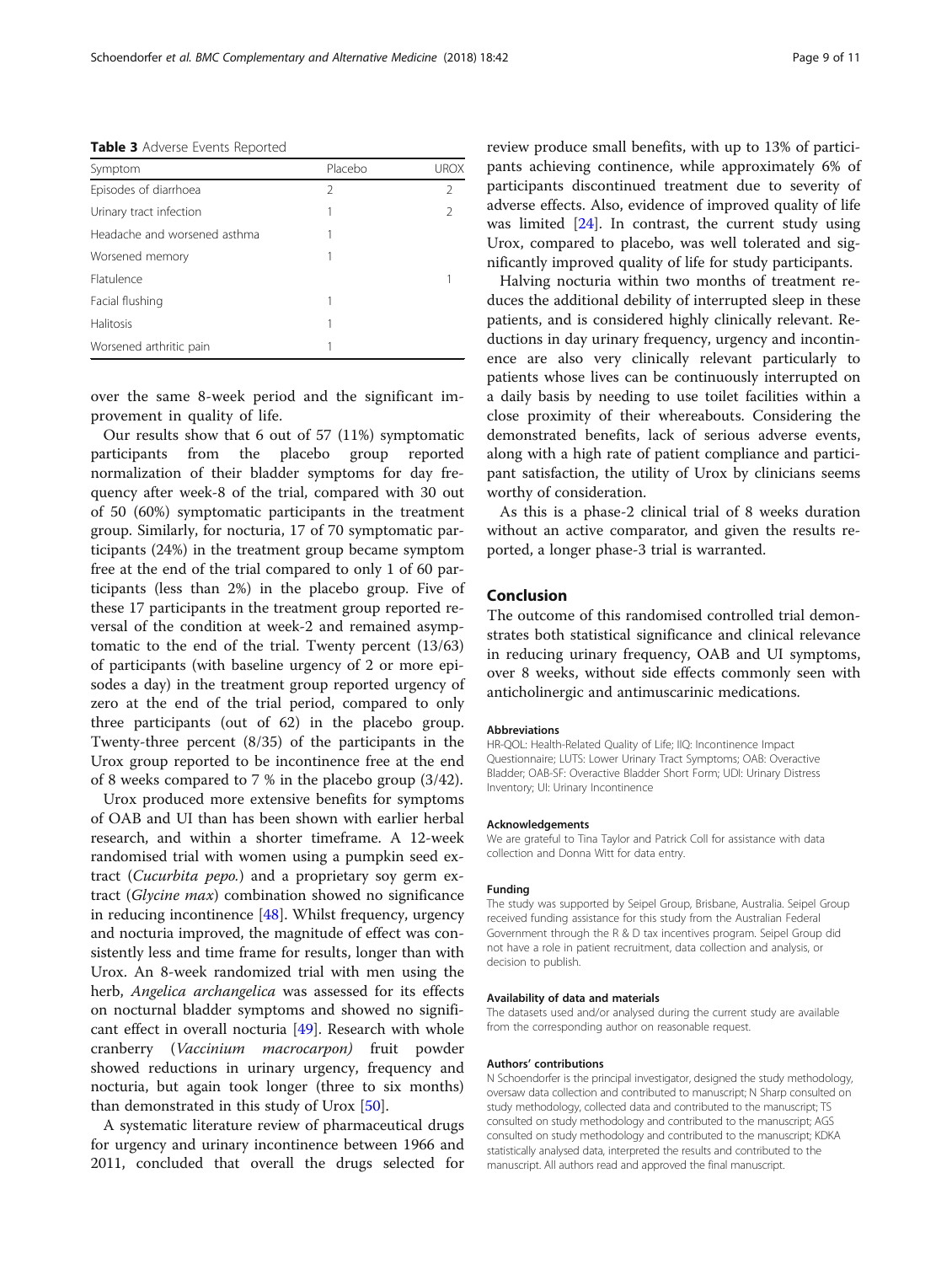**Table 3** Adverse Events Reported

| Symptom | Placebo | UROX |
|---|---|---|
| Episodes of diarrhoea | 2 | 2 |
| Urinary tract infection | 1 | 2 |
| Headache and worsened asthma | 1 | |
| Worsened memory | 1 | |
| Flatulence | | 1 |
| Facial flushing | 1 | |
| Halitosis | 1 | |
| Worsened arthritic pain | 1 | |

over the same 8-week period and the significant improvement in quality of life.

Our results show that 6 out of 57 (11%) symptomatic participants from the placebo group reported normalization of their bladder symptoms for day frequency after week-8 of the trial, compared with 30 out of 50 (60%) symptomatic participants in the treatment group. Similarly, for nocturia, 17 of 70 symptomatic participants (24%) in the treatment group became symptom free at the end of the trial compared to only 1 of 60 participants (less than 2%) in the placebo group. Five of these 17 participants in the treatment group reported reversal of the condition at week-2 and remained asymptomatic to the end of the trial. Twenty percent (13/63) of participants (with baseline urgency of 2 or more episodes a day) in the treatment group reported urgency of zero at the end of the trial period, compared to only three participants (out of 62) in the placebo group. Twenty-three percent (8/35) of the participants in the Urox group reported to be incontinence free at the end of 8 weeks compared to 7 % in the placebo group (3/42).

Urox produced more extensive benefits for symptoms of OAB and UI than has been shown with earlier herbal research, and within a shorter timeframe. A 12-week randomised trial with women using a pumpkin seed extract (*Cucurbita pepo.*) and a proprietary soy germ extract (*Glycine max*) combination showed no significance in reducing incontinence [48]. Whilst frequency, urgency and nocturia improved, the magnitude of effect was consistently less and time frame for results, longer than with Urox. An 8-week randomized trial with men using the herb, *Angelica archangelica* was assessed for its effects on nocturnal bladder symptoms and showed no significant effect in overall nocturia [49]. Research with whole cranberry (*Vaccinium macrocarpon)* fruit powder showed reductions in urinary urgency, frequency and nocturia, but again took longer (three to six months) than demonstrated in this study of Urox [50].

A systematic literature review of pharmaceutical drugs for urgency and urinary incontinence between 1966 and 2011, concluded that overall the drugs selected for review produce small benefits, with up to 13% of participants achieving continence, while approximately 6% of participants discontinued treatment due to severity of adverse effects. Also, evidence of improved quality of life was limited [24]. In contrast, the current study using Urox, compared to placebo, was well tolerated and significantly improved quality of life for study participants.

Halving nocturia within two months of treatment reduces the additional debility of interrupted sleep in these patients, and is considered highly clinically relevant. Reductions in day urinary frequency, urgency and incontinence are also very clinically relevant particularly to patients whose lives can be continuously interrupted on a daily basis by needing to use toilet facilities within a close proximity of their whereabouts. Considering the demonstrated benefits, lack of serious adverse events, along with a high rate of patient compliance and participant satisfaction, the utility of Urox by clinicians seems worthy of consideration.

As this is a phase-2 clinical trial of 8 weeks duration without an active comparator, and given the results reported, a longer phase-3 trial is warranted.

## Conclusion

The outcome of this randomised controlled trial demonstrates both statistical significance and clinical relevance in reducing urinary frequency, OAB and UI symptoms, over 8 weeks, without side effects commonly seen with anticholinergic and antimuscarinic medications.

#### Abbreviations

HR-QOL: Health-Related Quality of Life; IIQ: Incontinence Impact Questionnaire; LUTS: Lower Urinary Tract Symptoms; OAB: Overactive Bladder; OAB-SF: Overactive Bladder Short Form; UDI: Urinary Distress Inventory; UI: Urinary Incontinence

#### Acknowledgements

We are grateful to Tina Taylor and Patrick Coll for assistance with data collection and Donna Witt for data entry.

#### Funding

The study was supported by Seipel Group, Brisbane, Australia. Seipel Group received funding assistance for this study from the Australian Federal Government through the R & D tax incentives program. Seipel Group did not have a role in patient recruitment, data collection and analysis, or decision to publish.

#### Availability of data and materials

The datasets used and/or analysed during the current study are available from the corresponding author on reasonable request.

#### Authors' contributions

N Schoendorfer is the principal investigator, designed the study methodology, oversaw data collection and contributed to manuscript; N Sharp consulted on study methodology, collected data and contributed to the manuscript; TS consulted on study methodology and contributed to the manuscript; AGS consulted on study methodology and contributed to the manuscript; KDKA statistically analysed data, interpreted the results and contributed to the manuscript. All authors read and approved the final manuscript.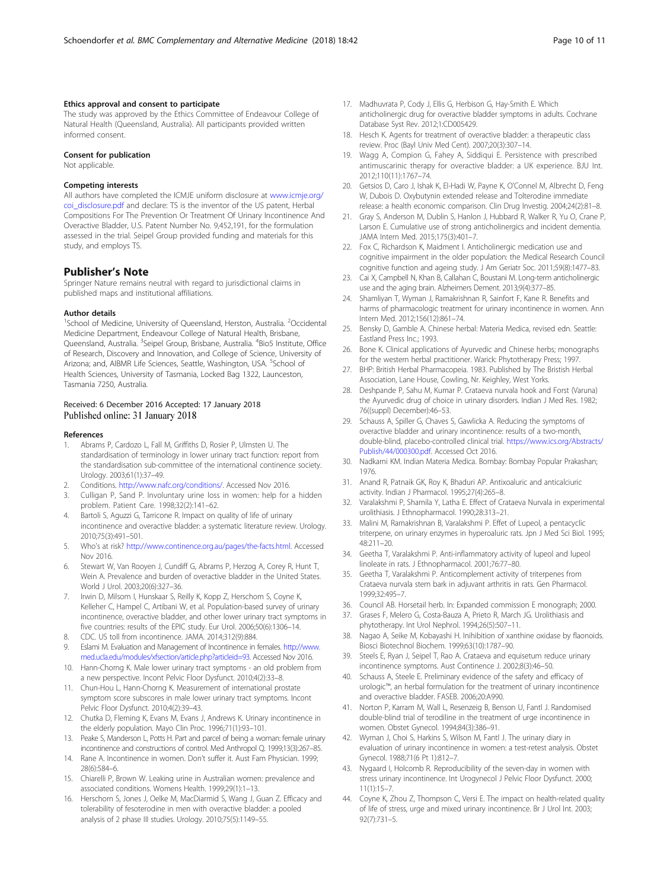#### Ethics approval and consent to participate

The study was approved by the Ethics Committee of Endeavour College of Natural Health (Queensland, Australia). All participants provided written informed consent.

#### Consent for publication

Not applicable.

#### Competing interests

All authors have completed the ICMJE uniform disclosure at www.icmje.org/coi_disclosure.pdf and declare: TS is the inventor of the US patent, Herbal Compositions For The Prevention Or Treatment Of Urinary Incontinence And Overactive Bladder, U.S. Patent Number No. 9,452,191, for the formulation assessed in the trial. Seipel Group provided funding and materials for this study, and employs TS.

## Publisher's Note

Springer Nature remains neutral with regard to jurisdictional claims in published maps and institutional affiliations.

#### Author details

[1]School of Medicine, University of Queensland, Herston, Australia. [2]Occidental Medicine Department, Endeavour College of Natural Health, Brisbane, Queensland, Australia. [3]Seipel Group, Brisbane, Australia. [4]Bio5 Institute, Office of Research, Discovery and Innovation, and College of Science, University of Arizona; and, AIBMR Life Sciences, Seattle, Washington, USA. [5]School of Health Sciences, University of Tasmania, Locked Bag 1322, Launceston, Tasmania 7250, Australia.

Received: 6 December 2016 Accepted: 17 January 2018
Published online: 31 January 2018

#### References

1. Abrams P, Cardozo L, Fall M, Griffiths D, Rosier P, Ulmsten U. The standardisation of terminology in lower urinary tract function: report from the standardisation sub-committee of the international continence society. Urology. 2003;61(1):37–49.
2. Conditions. http://www.nafc.org/conditions/. Accessed Nov 2016.
3. Culligan P, Sand P. Involuntary urine loss in women: help for a hidden problem. Patient Care. 1998;32(2):141–62.
4. Bartoli S, Aguzzi G, Tarricone R. Impact on quality of life of urinary incontinence and overactive bladder: a systematic literature review. Urology. 2010;75(3):491–501.
5. Who's at risk? http://www.continence.org.au/pages/the-facts.html. Accessed Nov 2016.
6. Stewart W, Van Rooyen J, Cundiff G, Abrams P, Herzog A, Corey R, Hunt T, Wein A. Prevalence and burden of overactive bladder in the United States. World J Urol. 2003;20(6):327–36.
7. Irwin D, Milsom I, Hunskaar S, Reilly K, Kopp Z, Herschorn S, Coyne K, Kelleher C, Hampel C, Artibani W, et al. Population-based survey of urinary incontinence, overactive bladder, and other lower urinary tract symptoms in five countries: results of the EPIC study. Eur Urol. 2006;50(6):1306–14.
8. CDC. US toll from incontinence. JAMA. 2014;312(9):884.
9. Eslami M. Evaluation and Management of Incontinence in females. http://www.med.ucla.edu/modules/xfsection/article.php?articleid=93. Accessed Nov 2016.
10. Hann-Chorng K. Male lower urinary tract symptoms - an old problem from a new perspective. Incont Pelvic Floor Dysfunct. 2010;4(2):33–8.
11. Chun-Hou L, Hann-Chorng K. Measurement of international prostate symptom score subscores in male lower urinary tract symptoms. Incont Pelvic Floor Dysfunct. 2010;4(2):39–43.
12. Chutka D, Fleming K, Evans M, Evans J, Andrews K. Urinary incontinence in the elderly population. Mayo Clin Proc. 1996;71(1):93–101.
13. Peake S, Manderson L, Potts H. Part and parcel of being a woman: female urinary incontinence and constructions of control. Med Anthropol Q. 1999;13(3):267–85.
14. Rane A. Incontinence in women. Don't suffer it. Aust Fam Physician. 1999; 28(6):584–6.
15. Chiarelli P, Brown W. Leaking urine in Australian women: prevalence and associated conditions. Womens Health. 1999;29(1):1–13.
16. Herschorn S, Jones J, Oelke M, MacDiarmid S, Wang J, Guan Z. Efficacy and tolerability of fesoterodine in men with overactive bladder: a pooled analysis of 2 phase III studies. Urology. 2010;75(5):1149–55.
17. Madhuvrata P, Cody J, Ellis G, Herbison G, Hay-Smith E. Which anticholinergic drug for overactive bladder symptoms in adults. Cochrane Database Syst Rev. 2012;1:CD005429.
18. Hesch K. Agents for treatment of overactive bladder: a therapeutic class review. Proc (Bayl Univ Med Cent). 2007;20(3):307–14.
19. Wagg A, Compion G, Fahey A, Siddiqui E. Persistence with prescribed antimuscarinic therapy for overactive bladder: a UK experience. BJU Int. 2012;110(11):1767–74.
20. Getsios D, Caro J, Ishak K, El-Hadi W, Payne K, O'Connel M, Albrecht D, Feng W, Dubois D. Oxybutynin extended release and Tolterodine immediate release: a health economic comparison. Clin Drug Investig. 2004;24(2):81–8.
21. Gray S, Anderson M, Dublin S, Hanlon J, Hubbard R, Walker R, Yu O, Crane P, Larson E. Cumulative use of strong anticholinergics and incident dementia. JAMA Intern Med. 2015;175(3):401–7.
22. Fox C, Richardson K, Maidment I. Anticholinergic medication use and cognitive impairment in the older population: the Medical Research Council cognitive function and ageing study. J Am Geriatr Soc. 2011;59(8):1477–83.
23. Cai X, Campbell N, Khan B, Callahan C, Boustani M. Long-term anticholinergic use and the aging brain. Alzheimers Dement. 2013;9(4):377–85.
24. Shamliyan T, Wyman J, Ramakrishnan R, Sainfort F, Kane R. Benefits and harms of pharmacologic treatment for urinary incontinence in women. Ann Intern Med. 2012;156(12):861–74.
25. Bensky D, Gamble A. Chinese herbal: Materia Medica, revised edn. Seattle: Eastland Press Inc.; 1993.
26. Bone K. Clinical applications of Ayurvedic and Chinese herbs; monographs for the western herbal practitioner. Warick: Phytotherapy Press; 1997.
27. BHP: British Herbal Pharmacopeia. 1983. Published by The British Herbal Association, Lane House, Cowling, Nr. Keighley, West Yorks.
28. Deshpande P, Sahu M, Kumar P. Crataeva nurvala hook and Forst (Varuna) the Ayurvedic drug of choice in urinary disorders. Indian J Med Res. 1982; 76((suppl) December):46–53.
29. Schauss A, Spiller G, Chaves S, Gawlicka A. Reducing the symptoms of overactive bladder and urinary incontinence: results of a two-month, double-blind, placebo-controlled clinical trial. https://www.ics.org/Abstracts/Publish/44/000300.pdf. Accessed Oct 2016.
30. Nadkarni KM. Indian Materia Medica. Bombay: Bombay Popular Prakashan; 1976.
31. Anand R, Patnaik GK, Roy K, Bhaduri AP. Antixoaluric and anticalciuric activity. Indian J Pharmacol. 1995;27(4):265–8.
32. Varalakshmi P, Shamila Y, Latha E. Effect of Crataeva Nurvala in experimental urolithiasis. J Ethnopharmacol. 1990;28:313–21.
33. Malini M, Ramakrishnan B, Varalakshmi P. Effet of Lupeol, a pentacyclic triterpene, on urinary enzymes in hyperoaluric rats. Jpn J Med Sci Biol. 1995; 48:211–20.
34. Geetha T, Varalakshmi P. Anti-inflammatory activity of lupeol and lupeol linoleate in rats. J Ethnopharmacol. 2001;76:77–80.
35. Geetha T, Varalakshmi P. Anticomplement activity of triterpenes from Crataeva nurvala stem bark in adjuvant arthritis in rats. Gen Pharmacol. 1999;32:495–7.
36. Council AB. Horsetail herb. In: Expanded commission E monograph; 2000.
37. Grases F, Melero G, Costa-Bauza A, Prieto R, March JG. Urolithiasis and phytotherapy. Int Urol Nephrol. 1994;26(5):507–11.
38. Nagao A, Seike M, Kobayashi H. Inihibition of xanthine oxidase by flaonoids. Biosci Biotechnol Biochem. 1999;63(10):1787–90.
39. Steels E, Ryan J, Seipel T, Rao A. Crataeva and equisetum reduce urinary incontinence symptoms. Aust Continence J. 2002;8(3):46–50.
40. Schauss A, Steele E. Preliminary evidence of the safety and efficacy of urologic™, an herbal formulation for the treatment of urinary incontinence and overactive bladder. FASEB. 2006;20:A990.
41. Norton P, Karram M, Wall L, Resenzeig B, Benson U, Fantl J. Randomised double-blind trial of terodiline in the treatment of urge incontinence in women. Obstet Gynecol. 1994;84(3):386–91.
42. Wyman J, Choi S, Harkins S, Wilson M, Fantl J. The urinary diary in evaluation of urinary incontinence in women: a test-retest analysis. Obstet Gynecol. 1988;71(6 Pt 1):812–7.
43. Nygaard I, Holcomb R. Reproducibility of the seven-day in women with stress urinary incontinence. Int Urogynecol J Pelvic Floor Dysfunct. 2000; 11(1):15–7.
44. Coyne K, Zhou Z, Thompson C, Versi E. The impact on health-related quality of life of stress, urge and mixed urinary incontinence. Br J Urol Int. 2003; 92(7):731–5.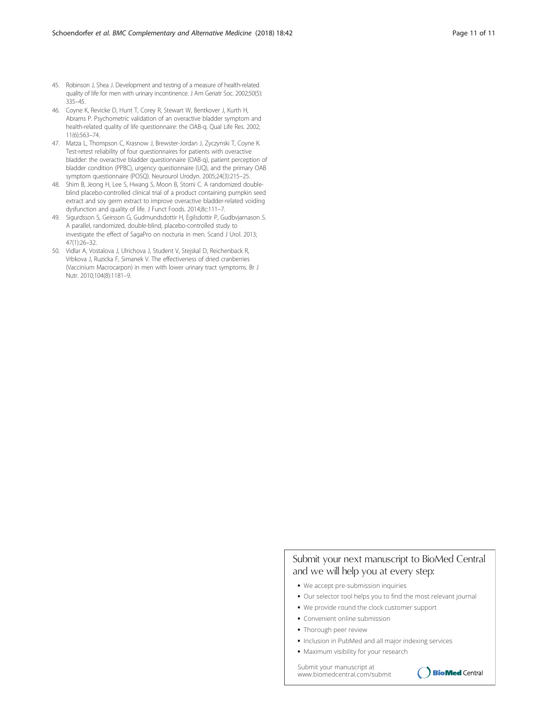45. Robinson J, Shea J. Development and testing of a measure of health-related quality of life for men with urinary incontinence. J Am Geriatr Soc. 2002;50(5):335–45.
46. Coyne K, Revicke D, Hunt T, Corey R, Stewart W, Bentkover J, Kurth H, Abrams P. Psychometric validation of an overactive bladder symptom and health-related quality of life questionnaire: the OAB-q. Qual Life Res. 2002;11(6):563–74.
47. Matza L, Thompson C, Krasnow J, Brewster-Jordan J, Zyczynski T, Coyne K. Test-retest reliability of four questionnaires for patients with overactive bladder: the overactive bladder questionnaire (OAB-q), patient perception of bladder condition (PPBC), urgency questionnaire (UQ), and the primary OAB symptom questionnaire (POSQ). Neurourol Urodyn. 2005;24(3):215–25.
48. Shim B, Jeong H, Lee S, Hwang S, Moon B, Storni C. A randomized double-blind placebo-controlled clinical trial of a product containing pumpkin seed extract and soy germ extract to improve overactive bladder-related voiding dysfunction and quality of life. J Funct Foods. 2014;8c:111–7.
49. Sigurdsson S, Geirsson G, Gudmundsdottir H, Egilsdottir P, Gudbvjarnason S. A parallel, randomized, double-blind, placebo-controlled study to investigate the effect of SagaPro on nocturia in men. Scand J Urol. 2013;47(1):26–32.
50. Vidlar A, Vostalova J, Ulrichova J, Student V, Stejskal D, Reichenback R, Vrbkova J, Ruzicka F, Simanek V. The effectiveness of dried cranberries (Vaccinium Macrocarpon) in men with lower urinary tract symptoms. Br J Nutr. 2010;104(8):1181–9.

Submit your next manuscript to BioMed Central and we will help you at every step:

- We accept pre-submission inquiries
- Our selector tool helps you to find the most relevant journal
- We provide round the clock customer support
- Convenient online submission
- Thorough peer review
- Inclusion in PubMed and all major indexing services
- Maximum visibility for your research

Submit your manuscript at
www.biomedcentral.com/submit

BioMed Central